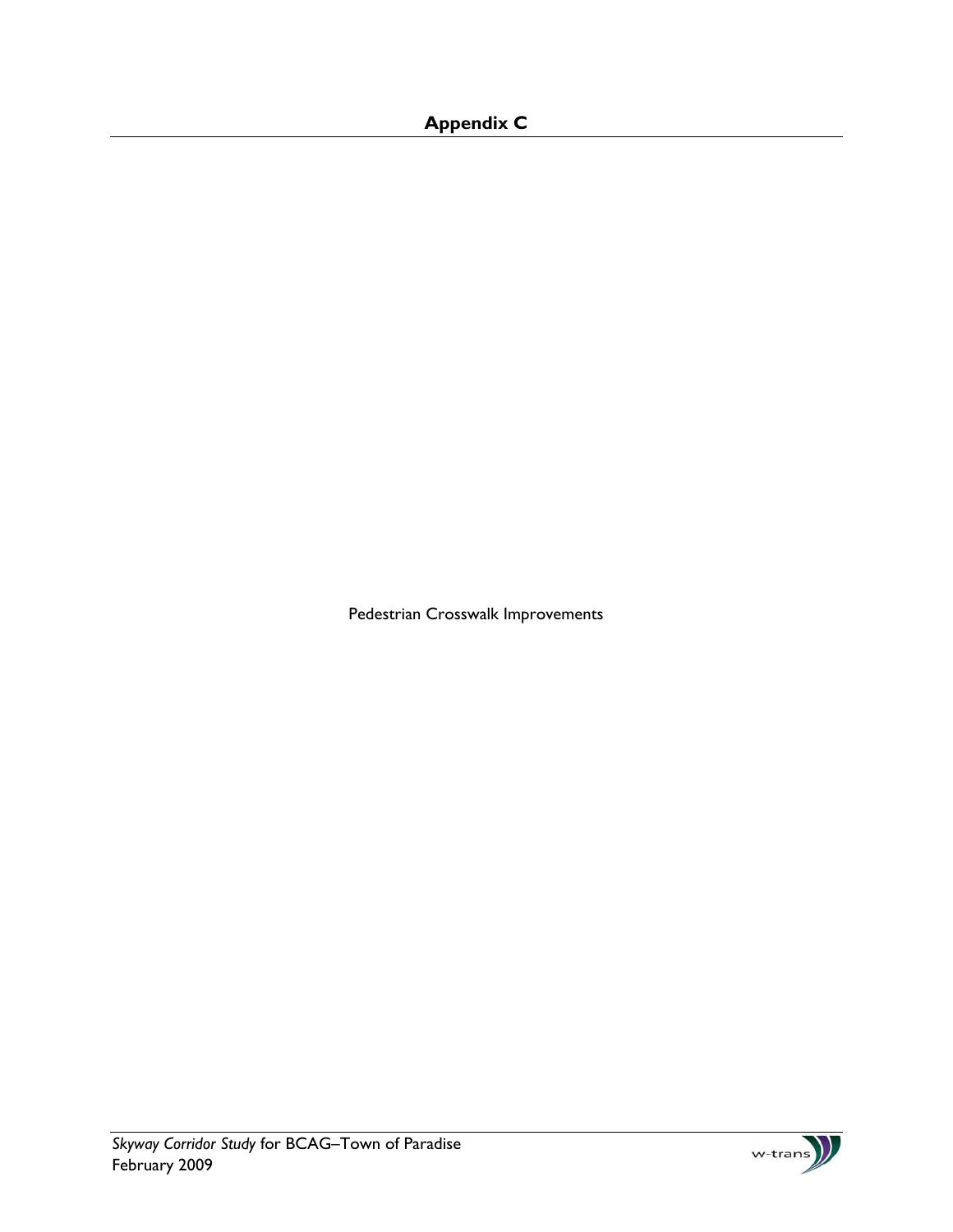# Appendix C

Pedestrian Crosswalk Improvements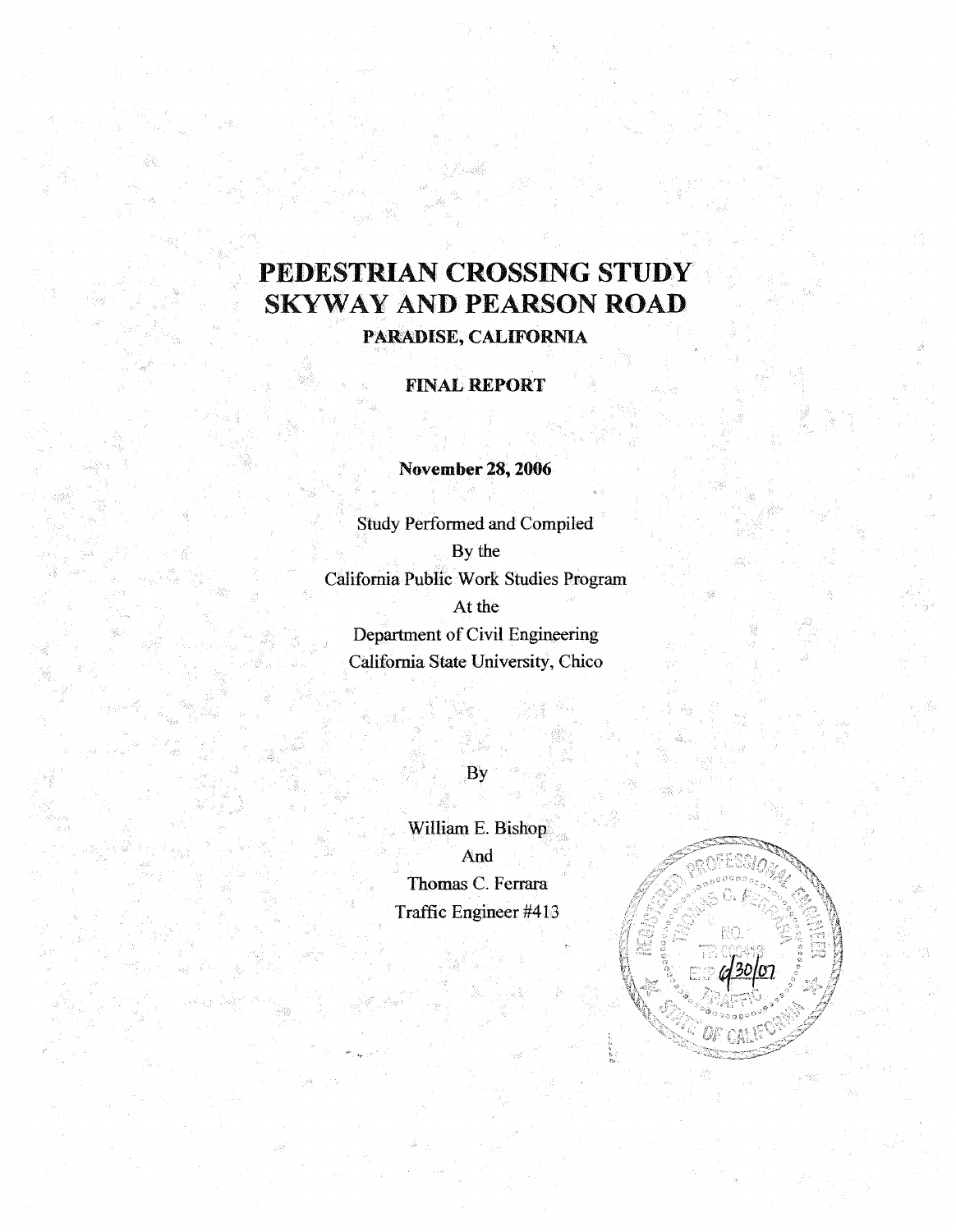# PEDESTRIAN CROSSING STUDY SKYWAY AND PEARSON ROAD

**PARADISE, CALIFORNIA**

**FINAL REPORT**

**November 28, 2006**

Study Performed and Compiled
By the
California Public Work Studies Program
At the
Department of Civil Engineering
California State University, Chico

By

William E. Bishop
And
Thomas C. Ferrara
Traffic Engineer #413

REGISTERED PROFESSIONAL ENGINEER
THOMAS C. FERRARA
NO. TR 000413
EXP. 6/30/07
TRAFFIC
STATE OF CALIFORNIA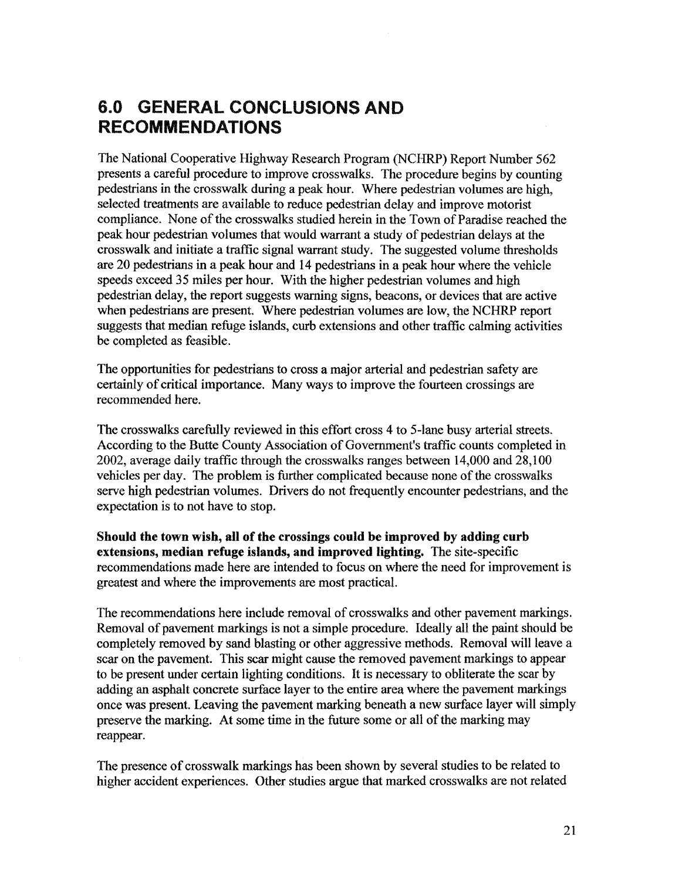# 6.0 GENERAL CONCLUSIONS AND RECOMMENDATIONS

The National Cooperative Highway Research Program (NCHRP) Report Number 562 presents a careful procedure to improve crosswalks. The procedure begins by counting pedestrians in the crosswalk during a peak hour. Where pedestrian volumes are high, selected treatments are available to reduce pedestrian delay and improve motorist compliance. None of the crosswalks studied herein in the Town of Paradise reached the peak hour pedestrian volumes that would warrant a study of pedestrian delays at the crosswalk and initiate a traffic signal warrant study. The suggested volume thresholds are 20 pedestrians in a peak hour and 14 pedestrians in a peak hour where the vehicle speeds exceed 35 miles per hour. With the higher pedestrian volumes and high pedestrian delay, the report suggests warning signs, beacons, or devices that are active when pedestrians are present. Where pedestrian volumes are low, the NCHRP report suggests that median refuge islands, curb extensions and other traffic calming activities be completed as feasible.

The opportunities for pedestrians to cross a major arterial and pedestrian safety are certainly of critical importance. Many ways to improve the fourteen crossings are recommended here.

The crosswalks carefully reviewed in this effort cross 4 to 5-lane busy arterial streets. According to the Butte County Association of Government's traffic counts completed in 2002, average daily traffic through the crosswalks ranges between 14,000 and 28,100 vehicles per day. The problem is further complicated because none of the crosswalks serve high pedestrian volumes. Drivers do not frequently encounter pedestrians, and the expectation is to not have to stop.

**Should the town wish, all of the crossings could be improved by adding curb extensions, median refuge islands, and improved lighting.** The site-specific recommendations made here are intended to focus on where the need for improvement is greatest and where the improvements are most practical.

The recommendations here include removal of crosswalks and other pavement markings. Removal of pavement markings is not a simple procedure. Ideally all the paint should be completely removed by sand blasting or other aggressive methods. Removal will leave a scar on the pavement. This scar might cause the removed pavement markings to appear to be present under certain lighting conditions. It is necessary to obliterate the scar by adding an asphalt concrete surface layer to the entire area where the pavement markings once was present. Leaving the pavement marking beneath a new surface layer will simply preserve the marking. At some time in the future some or all of the marking may reappear.

The presence of crosswalk markings has been shown by several studies to be related to higher accident experiences. Other studies argue that marked crosswalks are not related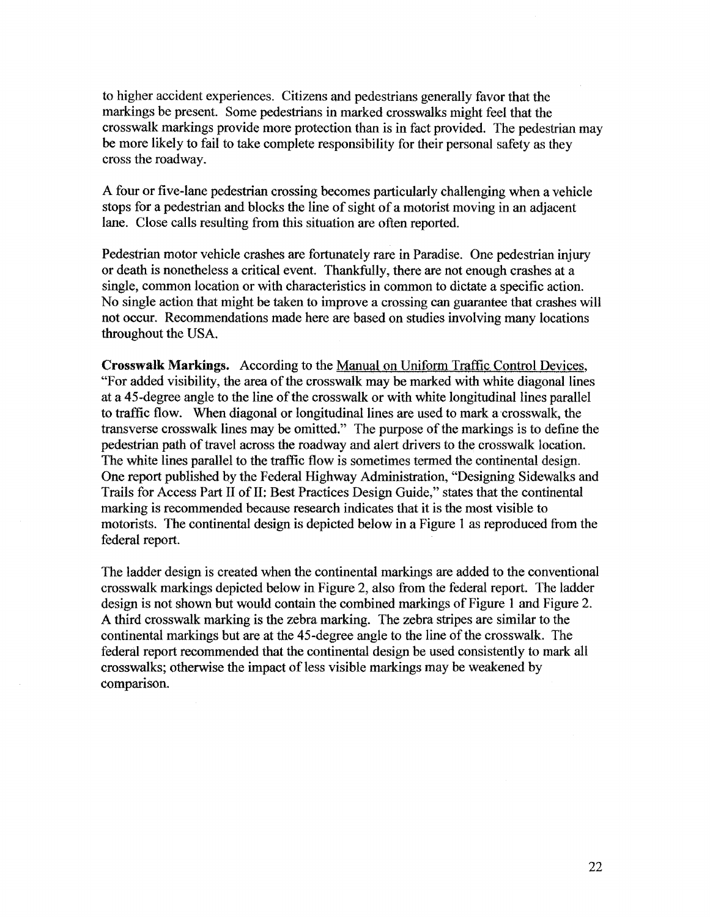to higher accident experiences. Citizens and pedestrians generally favor that the markings be present. Some pedestrians in marked crosswalks might feel that the crosswalk markings provide more protection than is in fact provided. The pedestrian may be more likely to fail to take complete responsibility for their personal safety as they cross the roadway.

A four or five-lane pedestrian crossing becomes particularly challenging when a vehicle stops for a pedestrian and blocks the line of sight of a motorist moving in an adjacent lane. Close calls resulting from this situation are often reported.

Pedestrian motor vehicle crashes are fortunately rare in Paradise. One pedestrian injury or death is nonetheless a critical event. Thankfully, there are not enough crashes at a single, common location or with characteristics in common to dictate a specific action. No single action that might be taken to improve a crossing can guarantee that crashes will not occur. Recommendations made here are based on studies involving many locations throughout the USA.

**Crosswalk Markings.** According to the Manual on Uniform Traffic Control Devices, "For added visibility, the area of the crosswalk may be marked with white diagonal lines at a 45-degree angle to the line of the crosswalk or with white longitudinal lines parallel to traffic flow. When diagonal or longitudinal lines are used to mark a crosswalk, the transverse crosswalk lines may be omitted." The purpose of the markings is to define the pedestrian path of travel across the roadway and alert drivers to the crosswalk location. The white lines parallel to the traffic flow is sometimes termed the continental design. One report published by the Federal Highway Administration, "Designing Sidewalks and Trails for Access Part II of II: Best Practices Design Guide," states that the continental marking is recommended because research indicates that it is the most visible to motorists. The continental design is depicted below in a Figure 1 as reproduced from the federal report.

The ladder design is created when the continental markings are added to the conventional crosswalk markings depicted below in Figure 2, also from the federal report. The ladder design is not shown but would contain the combined markings of Figure 1 and Figure 2. A third crosswalk marking is the zebra marking. The zebra stripes are similar to the continental markings but are at the 45-degree angle to the line of the crosswalk. The federal report recommended that the continental design be used consistently to mark all crosswalks; otherwise the impact of less visible markings may be weakened by comparison.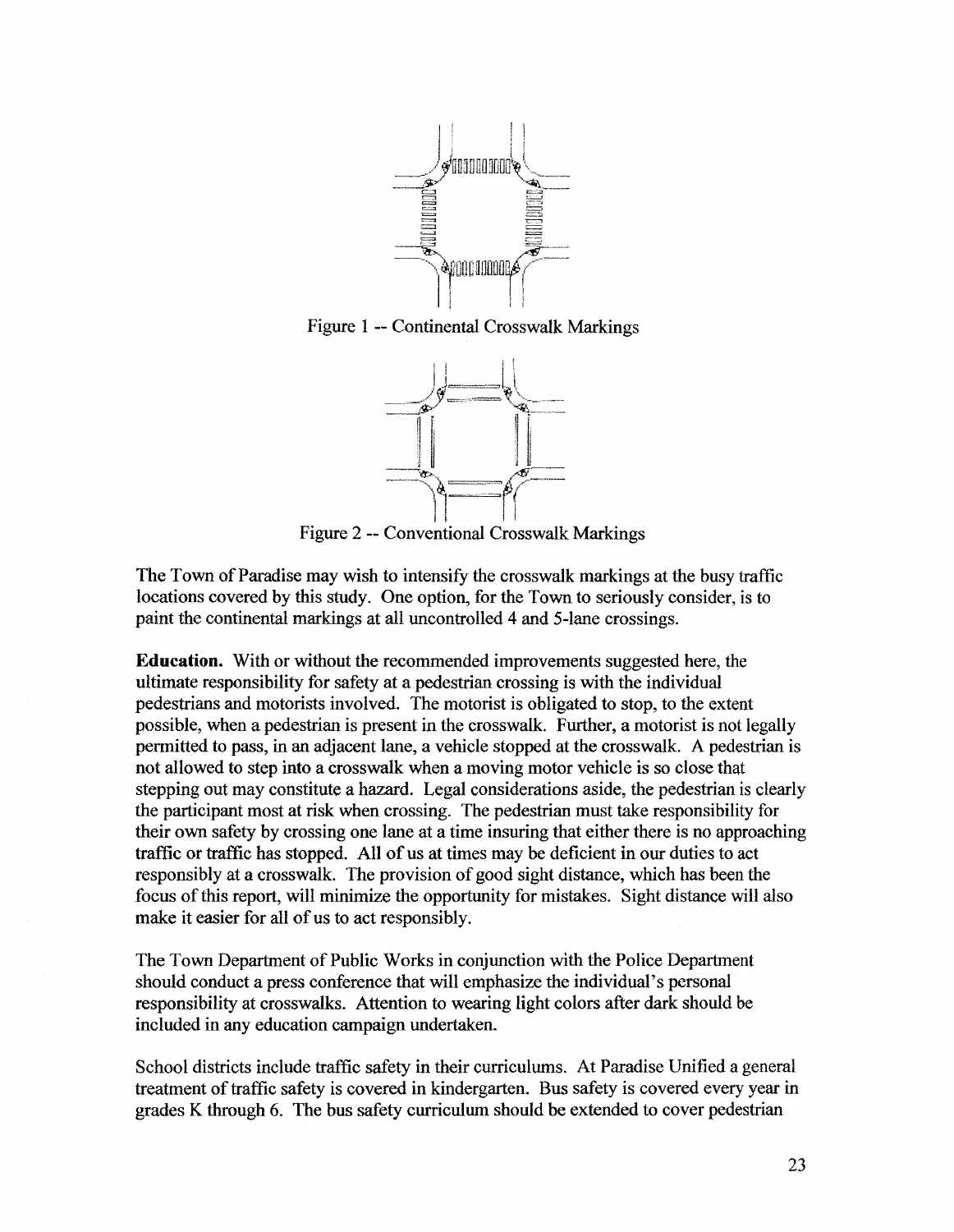Figure 1 -- Continental Crosswalk Markings

Figure 2 -- Conventional Crosswalk Markings

The Town of Paradise may wish to intensify the crosswalk markings at the busy traffic locations covered by this study. One option, for the Town to seriously consider, is to paint the continental markings at all uncontrolled 4 and 5-lane crossings.

**Education.** With or without the recommended improvements suggested here, the ultimate responsibility for safety at a pedestrian crossing is with the individual pedestrians and motorists involved. The motorist is obligated to stop, to the extent possible, when a pedestrian is present in the crosswalk. Further, a motorist is not legally permitted to pass, in an adjacent lane, a vehicle stopped at the crosswalk. A pedestrian is not allowed to step into a crosswalk when a moving motor vehicle is so close that stepping out may constitute a hazard. Legal considerations aside, the pedestrian is clearly the participant most at risk when crossing. The pedestrian must take responsibility for their own safety by crossing one lane at a time insuring that either there is no approaching traffic or traffic has stopped. All of us at times may be deficient in our duties to act responsibly at a crosswalk. The provision of good sight distance, which has been the focus of this report, will minimize the opportunity for mistakes. Sight distance will also make it easier for all of us to act responsibly.

The Town Department of Public Works in conjunction with the Police Department should conduct a press conference that will emphasize the individual's personal responsibility at crosswalks. Attention to wearing light colors after dark should be included in any education campaign undertaken.

School districts include traffic safety in their curriculums. At Paradise Unified a general treatment of traffic safety is covered in kindergarten. Bus safety is covered every year in grades K through 6. The bus safety curriculum should be extended to cover pedestrian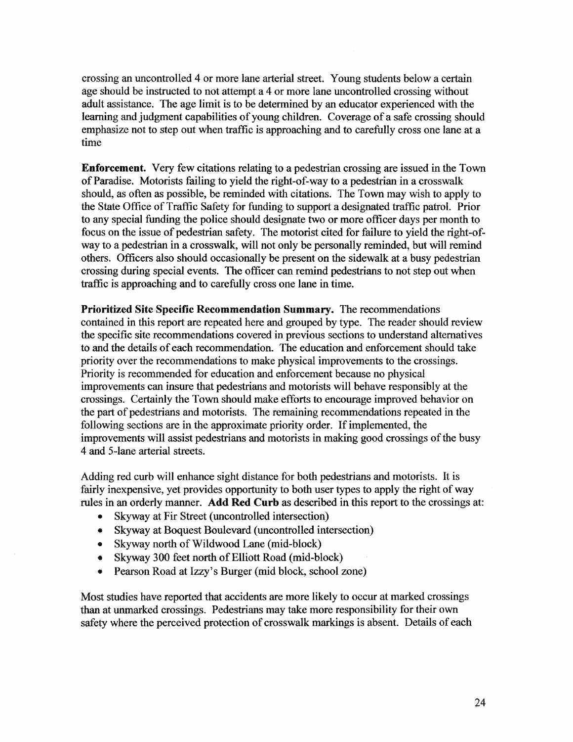crossing an uncontrolled 4 or more lane arterial street. Young students below a certain age should be instructed to not attempt a 4 or more lane uncontrolled crossing without adult assistance. The age limit is to be determined by an educator experienced with the learning and judgment capabilities of young children. Coverage of a safe crossing should emphasize not to step out when traffic is approaching and to carefully cross one lane at a time

**Enforcement.** Very few citations relating to a pedestrian crossing are issued in the Town of Paradise. Motorists failing to yield the right-of-way to a pedestrian in a crosswalk should, as often as possible, be reminded with citations. The Town may wish to apply to the State Office of Traffic Safety for funding to support a designated traffic patrol. Prior to any special funding the police should designate two or more officer days per month to focus on the issue of pedestrian safety. The motorist cited for failure to yield the right-of-way to a pedestrian in a crosswalk, will not only be personally reminded, but will remind others. Officers also should occasionally be present on the sidewalk at a busy pedestrian crossing during special events. The officer can remind pedestrians to not step out when traffic is approaching and to carefully cross one lane in time.

**Prioritized Site Specific Recommendation Summary.** The recommendations contained in this report are repeated here and grouped by type. The reader should review the specific site recommendations covered in previous sections to understand alternatives to and the details of each recommendation. The education and enforcement should take priority over the recommendations to make physical improvements to the crossings. Priority is recommended for education and enforcement because no physical improvements can insure that pedestrians and motorists will behave responsibly at the crossings. Certainly the Town should make efforts to encourage improved behavior on the part of pedestrians and motorists. The remaining recommendations repeated in the following sections are in the approximate priority order. If implemented, the improvements will assist pedestrians and motorists in making good crossings of the busy 4 and 5-lane arterial streets.

Adding red curb will enhance sight distance for both pedestrians and motorists. It is fairly inexpensive, yet provides opportunity to both user types to apply the right of way rules in an orderly manner. **Add Red Curb** as described in this report to the crossings at:

- Skyway at Fir Street (uncontrolled intersection)
- Skyway at Boquest Boulevard (uncontrolled intersection)
- Skyway north of Wildwood Lane (mid-block)
- Skyway 300 feet north of Elliott Road (mid-block)
- Pearson Road at Izzy's Burger (mid block, school zone)

Most studies have reported that accidents are more likely to occur at marked crossings than at unmarked crossings. Pedestrians may take more responsibility for their own safety where the perceived protection of crosswalk markings is absent. Details of each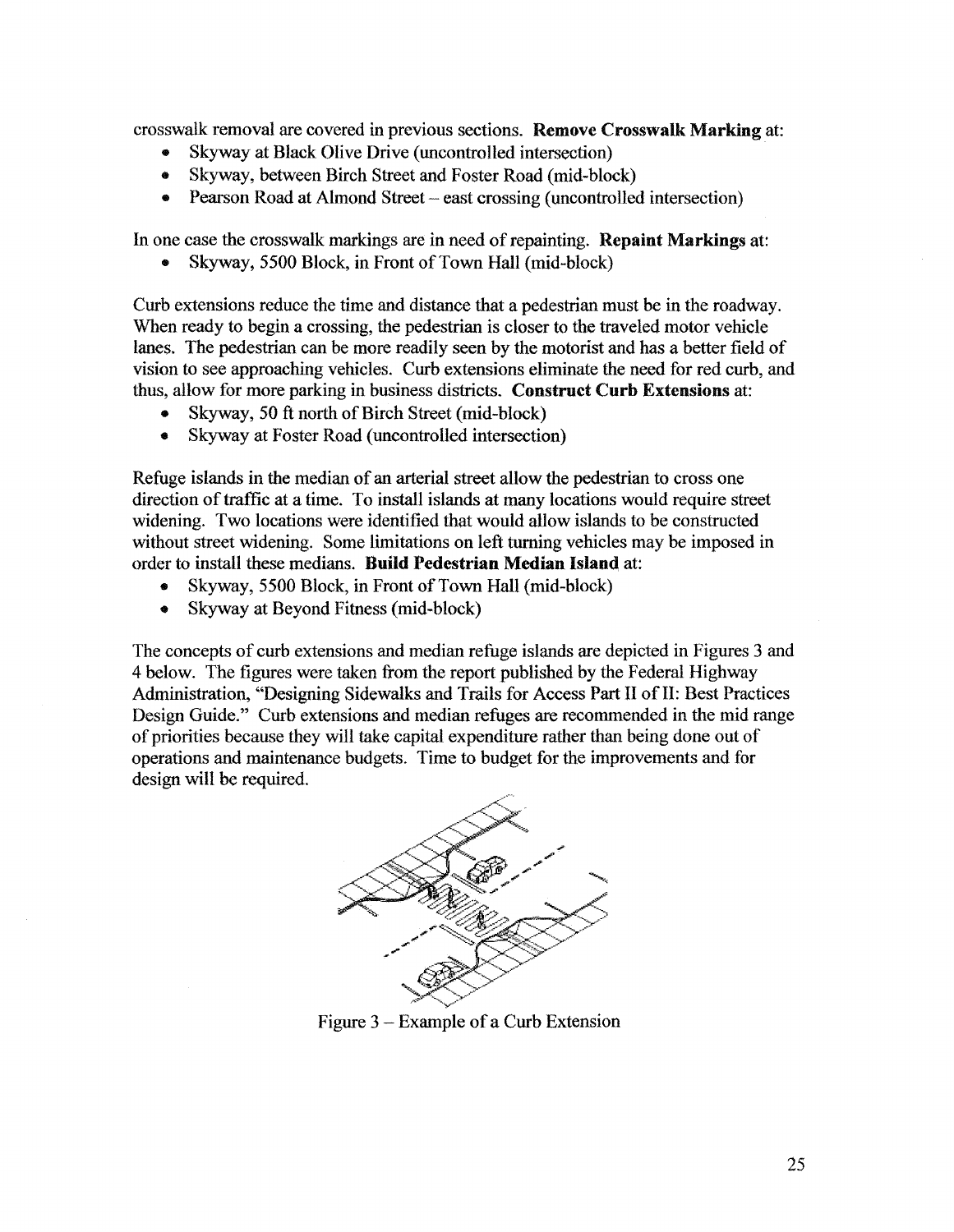crosswalk removal are covered in previous sections. **Remove Crosswalk Marking** at:

- Skyway at Black Olive Drive (uncontrolled intersection)
- Skyway, between Birch Street and Foster Road (mid-block)
- Pearson Road at Almond Street – east crossing (uncontrolled intersection)

In one case the crosswalk markings are in need of repainting. **Repaint Markings** at:

- Skyway, 5500 Block, in Front of Town Hall (mid-block)

Curb extensions reduce the time and distance that a pedestrian must be in the roadway. When ready to begin a crossing, the pedestrian is closer to the traveled motor vehicle lanes. The pedestrian can be more readily seen by the motorist and has a better field of vision to see approaching vehicles. Curb extensions eliminate the need for red curb, and thus, allow for more parking in business districts. **Construct Curb Extensions** at:

- Skyway, 50 ft north of Birch Street (mid-block)
- Skyway at Foster Road (uncontrolled intersection)

Refuge islands in the median of an arterial street allow the pedestrian to cross one direction of traffic at a time. To install islands at many locations would require street widening. Two locations were identified that would allow islands to be constructed without street widening. Some limitations on left turning vehicles may be imposed in order to install these medians. **Build Pedestrian Median Island** at:

- Skyway, 5500 Block, in Front of Town Hall (mid-block)
- Skyway at Beyond Fitness (mid-block)

The concepts of curb extensions and median refuge islands are depicted in Figures 3 and 4 below. The figures were taken from the report published by the Federal Highway Administration, "Designing Sidewalks and Trails for Access Part II of II: Best Practices Design Guide." Curb extensions and median refuges are recommended in the mid range of priorities because they will take capital expenditure rather than being done out of operations and maintenance budgets. Time to budget for the improvements and for design will be required.

Figure 3 – Example of a Curb Extension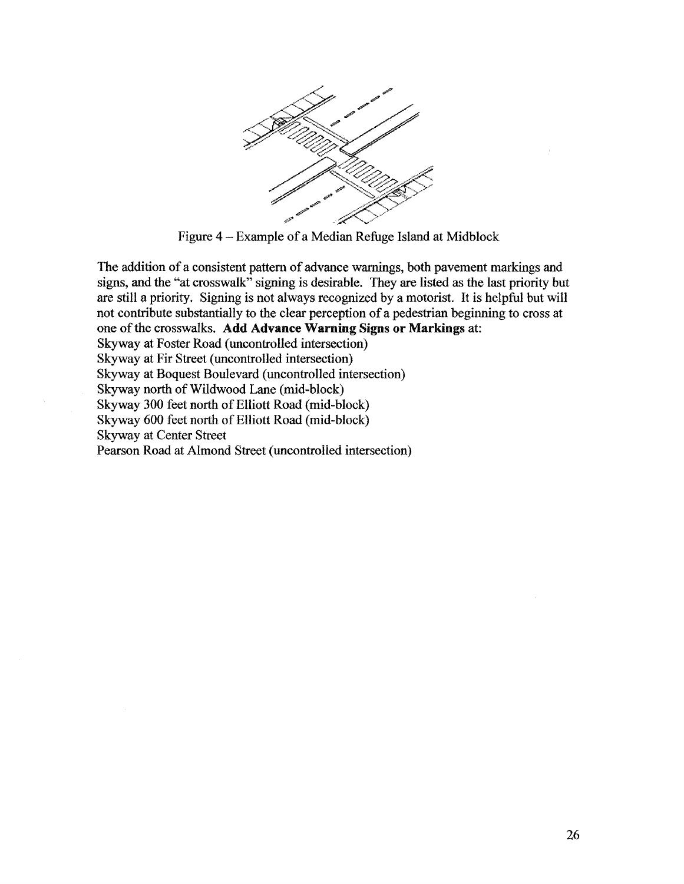Figure 4 – Example of a Median Refuge Island at Midblock

The addition of a consistent pattern of advance warnings, both pavement markings and signs, and the "at crosswalk" signing is desirable. They are listed as the last priority but are still a priority. Signing is not always recognized by a motorist. It is helpful but will not contribute substantially to the clear perception of a pedestrian beginning to cross at one of the crosswalks. **Add Advance Warning Signs or Markings** at:

Skyway at Foster Road (uncontrolled intersection)
Skyway at Fir Street (uncontrolled intersection)
Skyway at Boquest Boulevard (uncontrolled intersection)
Skyway north of Wildwood Lane (mid-block)
Skyway 300 feet north of Elliott Road (mid-block)
Skyway 600 feet north of Elliott Road (mid-block)
Skyway at Center Street
Pearson Road at Almond Street (uncontrolled intersection)